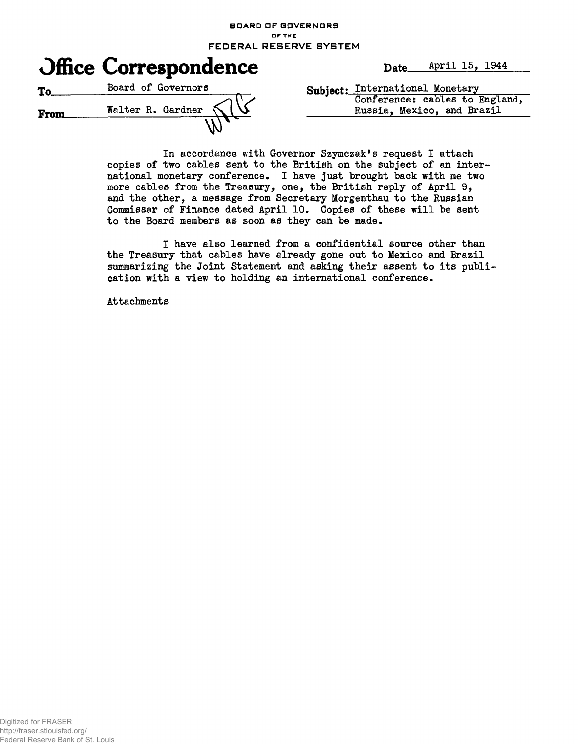BOARD OF GOVERNORS
OF THE
FEDERAL RESERVE SYSTEM

# Office Correspondence

**Date** April 15, 1944

**To** Board of Governors

**From** Walter R. Gardner WRG

**Subject:** International Monetary Conference: cables to England, Russia, Mexico, and Brazil

In accordance with Governor Szymczak's request I attach copies of two cables sent to the British on the subject of an international monetary conference. I have just brought back with me two more cables from the Treasury, one, the British reply of April 9, and the other, a message from Secretary Morgenthau to the Russian Commissar of Finance dated April 10. Copies of these will be sent to the Board members as soon as they can be made.

I have also learned from a confidential source other than the Treasury that cables have already gone out to Mexico and Brazil summarizing the Joint Statement and asking their assent to its publication with a view to holding an international conference.

Attachments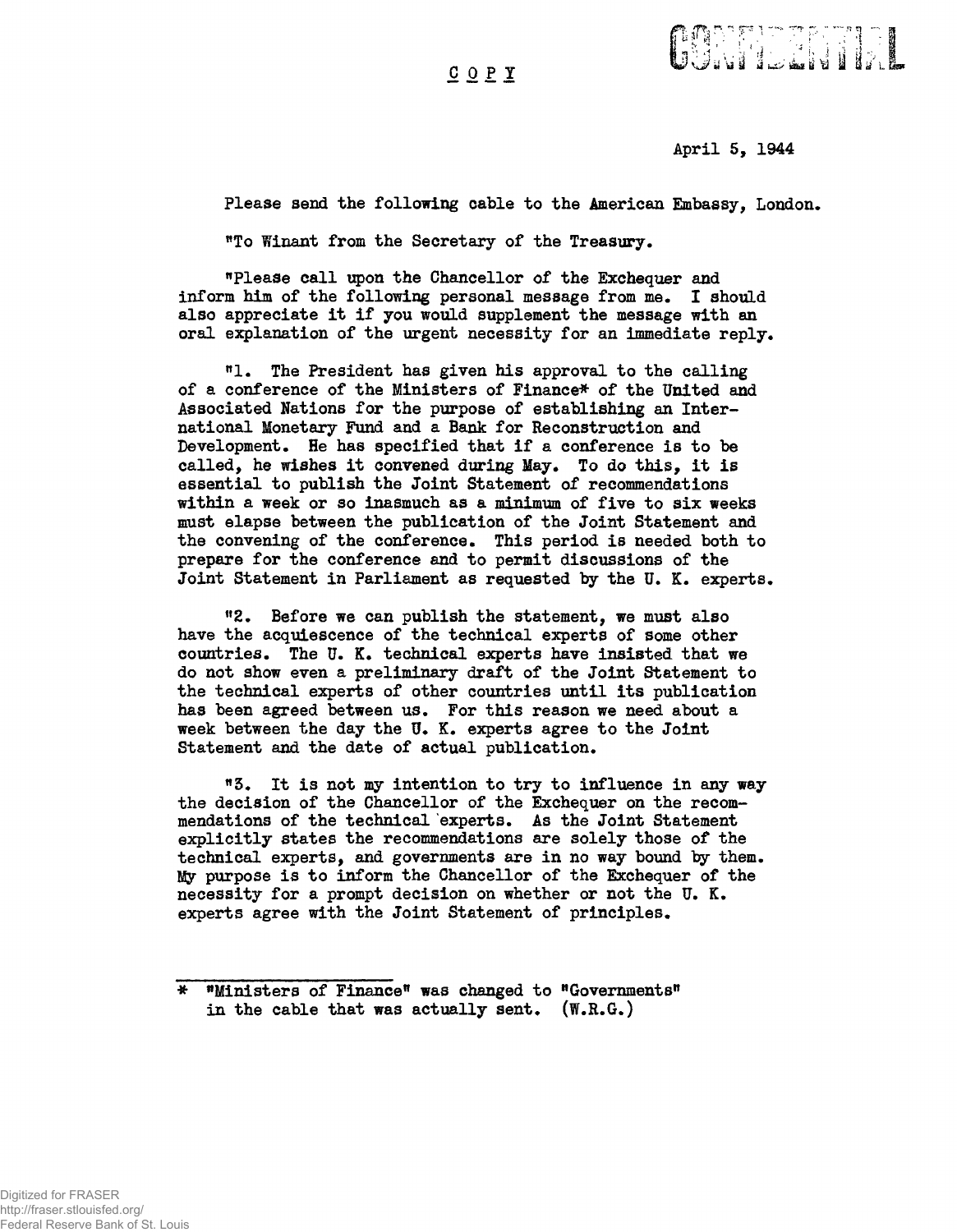C O P Y

CONFIDENTIAL

April 5, 1944

Please send the following cable to the American Embassy, London.

"To Winant from the Secretary of the Treasury.

"Please call upon the Chancellor of the Exchequer and inform him of the following personal message from me. I should also appreciate it if you would supplement the message with an oral explanation of the urgent necessity for an immediate reply.

"1. The President has given his approval to the calling of a conference of the Ministers of Finance* of the United and Associated Nations for the purpose of establishing an International Monetary Fund and a Bank for Reconstruction and Development. He has specified that if a conference is to be called, he wishes it convened during May. To do this, it is essential to publish the Joint Statement of recommendations within a week or so inasmuch as a minimum of five to six weeks must elapse between the publication of the Joint Statement and the convening of the conference. This period is needed both to prepare for the conference and to permit discussions of the Joint Statement in Parliament as requested by the U. K. experts.

"2. Before we can publish the statement, we must also have the acquiescence of the technical experts of some other countries. The U. K. technical experts have insisted that we do not show even a preliminary draft of the Joint Statement to the technical experts of other countries until its publication has been agreed between us. For this reason we need about a week between the day the U. K. experts agree to the Joint Statement and the date of actual publication.

"3. It is not my intention to try to influence in any way the decision of the Chancellor of the Exchequer on the recommendations of the technical experts. As the Joint Statement explicitly states the recommendations are solely those of the technical experts, and governments are in no way bound by them. My purpose is to inform the Chancellor of the Exchequer of the necessity for a prompt decision on whether or not the U. K. experts agree with the Joint Statement of principles.

---

* "Ministers of Finance" was changed to "Governments" in the cable that was actually sent. (W.R.G.)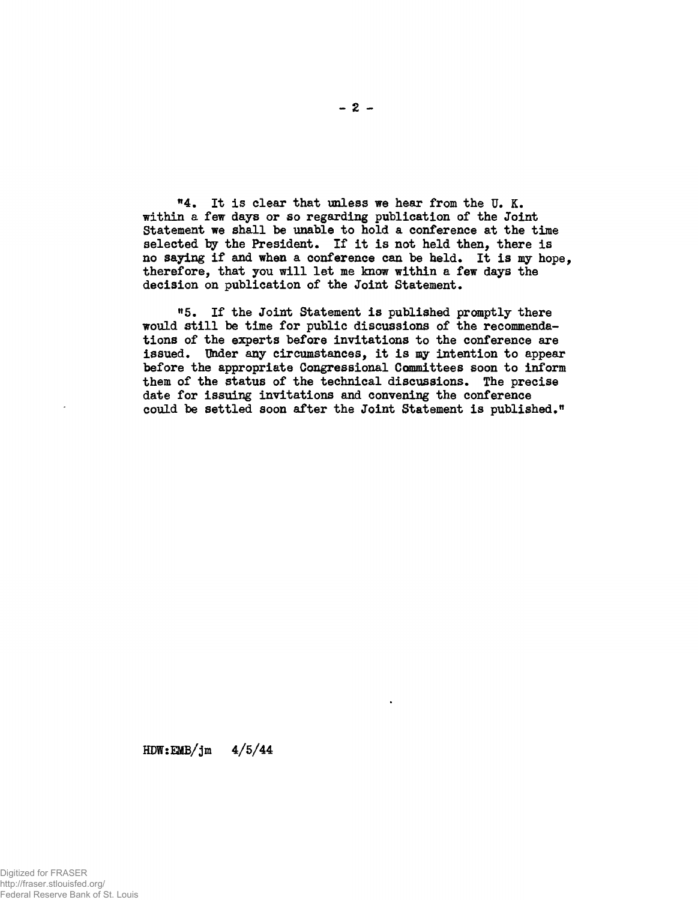"4. It is clear that unless we hear from the U. K. within a few days or so regarding publication of the Joint Statement we shall be unable to hold a conference at the time selected by the President. If it is not held then, there is no saying if and when a conference can be held. It is my hope, therefore, that you will let me know within a few days the decision on publication of the Joint Statement.

"5. If the Joint Statement is published promptly there would still be time for public discussions of the recommendations of the experts before invitations to the conference are issued. Under any circumstances, it is my intention to appear before the appropriate Congressional Committees soon to inform them of the status of the technical discussions. The precise date for issuing invitations and convening the conference could be settled soon after the Joint Statement is published."

HDW:EMB/jm 4/5/44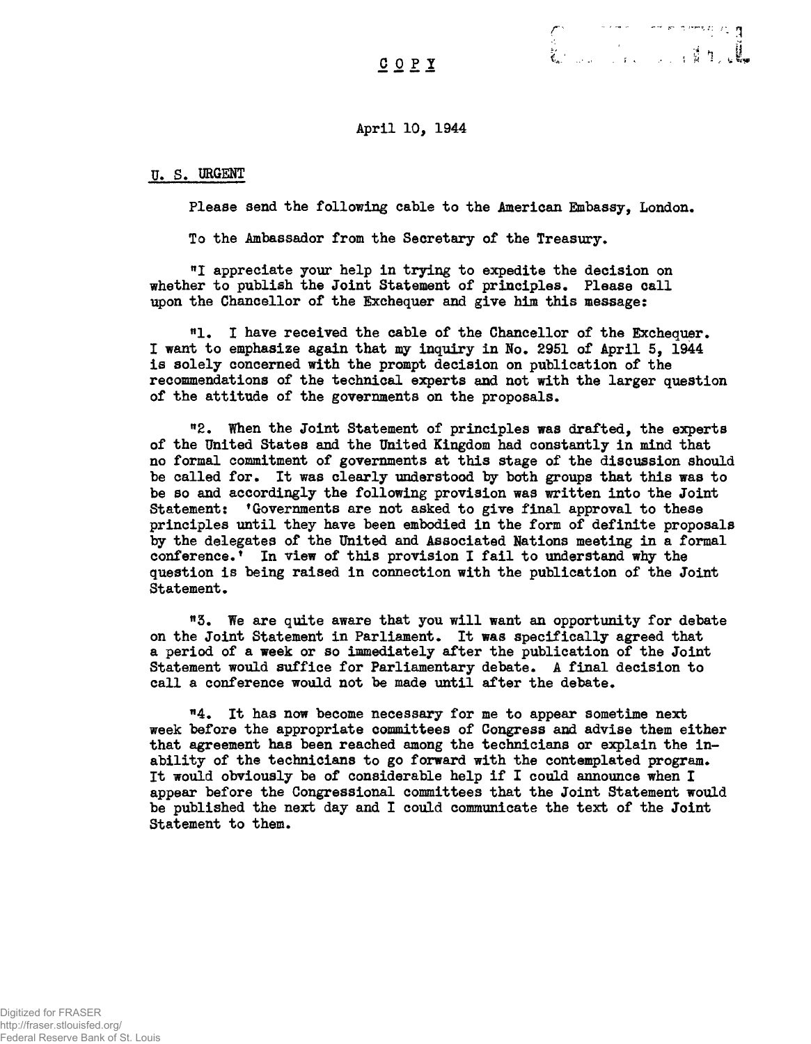COPY

April 10, 1944

U. S. URGENT

Please send the following cable to the American Embassy, London.

To the Ambassador from the Secretary of the Treasury.

"I appreciate your help in trying to expedite the decision on whether to publish the Joint Statement of principles. Please call upon the Chancellor of the Exchequer and give him this message:

"1. I have received the cable of the Chancellor of the Exchequer. I want to emphasize again that my inquiry in No. 2951 of April 5, 1944 is solely concerned with the prompt decision on publication of the recommendations of the technical experts and not with the larger question of the attitude of the governments on the proposals.

"2. When the Joint Statement of principles was drafted, the experts of the United States and the United Kingdom had constantly in mind that no formal commitment of governments at this stage of the discussion should be called for. It was clearly understood by both groups that this was to be so and accordingly the following provision was written into the Joint Statement: 'Governments are not asked to give final approval to these principles until they have been embodied in the form of definite proposals by the delegates of the United and Associated Nations meeting in a formal conference.' In view of this provision I fail to understand why the question is being raised in connection with the publication of the Joint Statement.

"3. We are quite aware that you will want an opportunity for debate on the Joint Statement in Parliament. It was specifically agreed that a period of a week or so immediately after the publication of the Joint Statement would suffice for Parliamentary debate. A final decision to call a conference would not be made until after the debate.

"4. It has now become necessary for me to appear sometime next week before the appropriate committees of Congress and advise them either that agreement has been reached among the technicians or explain the inability of the technicians to go forward with the contemplated program. It would obviously be of considerable help if I could announce when I appear before the Congressional committees that the Joint Statement would be published the next day and I could communicate the text of the Joint Statement to them.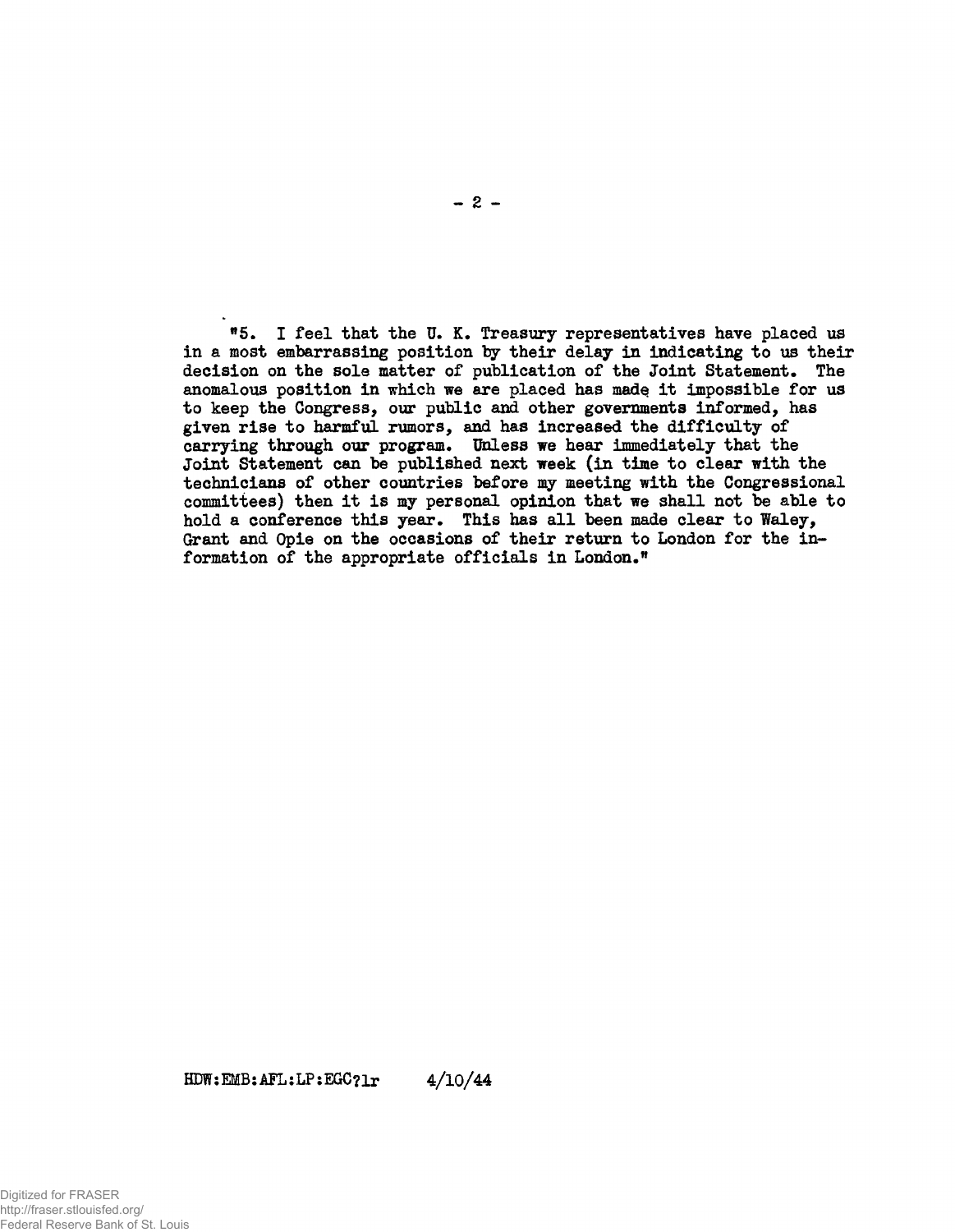"5. I feel that the U. K. Treasury representatives have placed us in a most embarrassing position by their delay in indicating to us their decision on the sole matter of publication of the Joint Statement. The anomalous position in which we are placed has made it impossible for us to keep the Congress, our public and other governments informed, has given rise to harmful rumors, and has increased the difficulty of carrying through our program. Unless we hear immediately that the Joint Statement can be published next week (in time to clear with the technicians of other countries before my meeting with the Congressional committees) then it is my personal opinion that we shall not be able to hold a conference this year. This has all been made clear to Waley, Grant and Opie on the occasions of their return to London for the information of the appropriate officials in London."

HDW:EMB:AFL:LP:EGC?lr 4/10/44